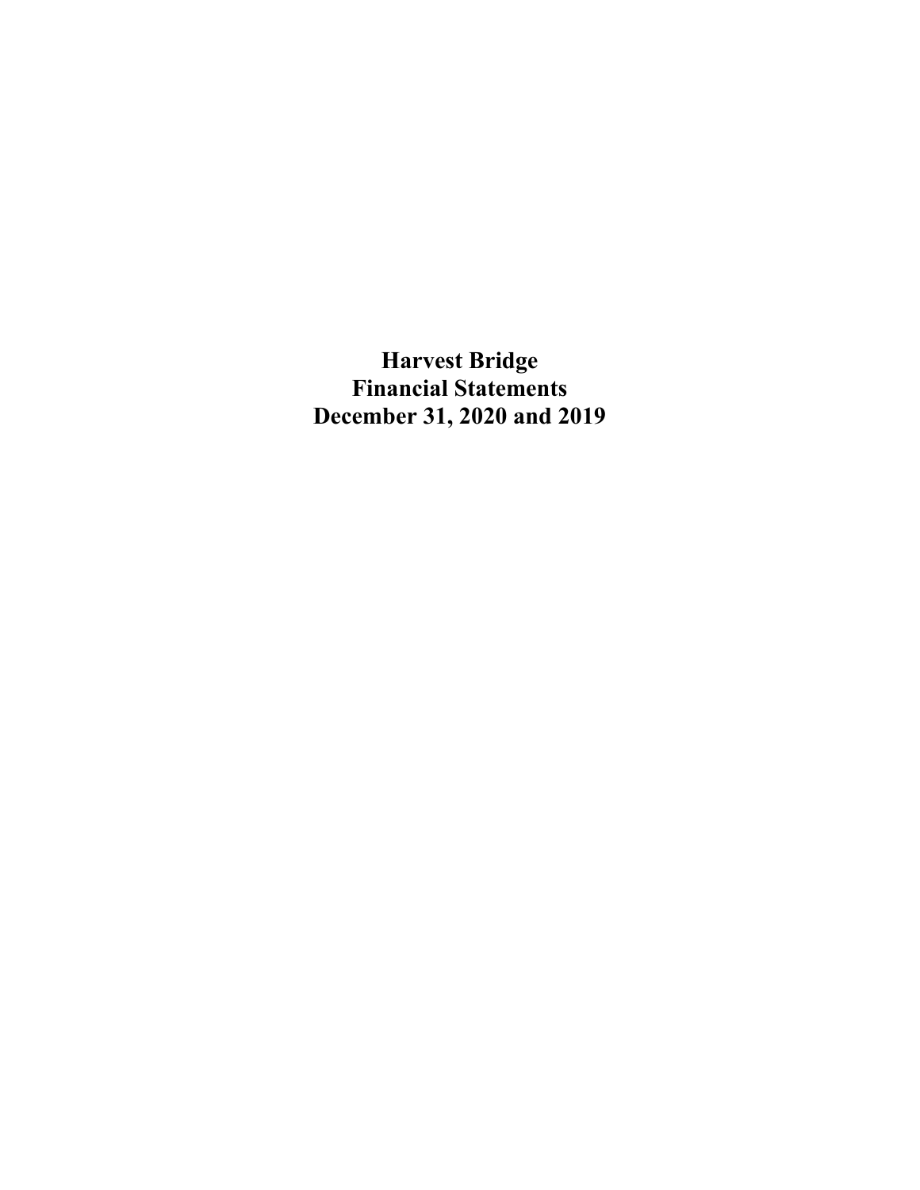# Harvest Bridge
# Financial Statements
# December 31, 2020 and 2019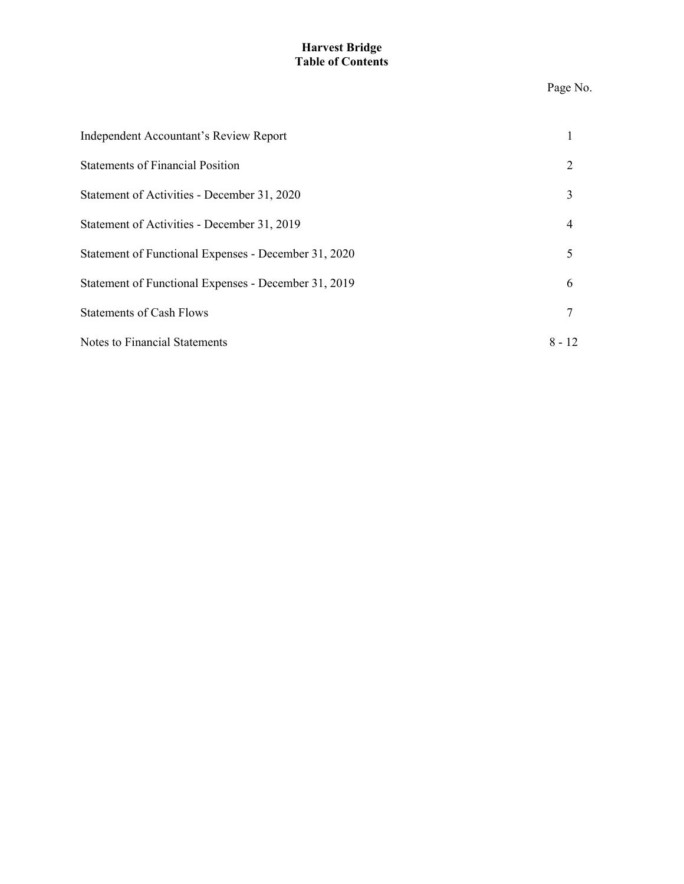# Harvest Bridge
## Table of Contents

| | Page No. |
|---|---|
| Independent Accountant's Review Report | 1 |
| Statements of Financial Position | 2 |
| Statement of Activities - December 31, 2020 | 3 |
| Statement of Activities - December 31, 2019 | 4 |
| Statement of Functional Expenses - December 31, 2020 | 5 |
| Statement of Functional Expenses - December 31, 2019 | 6 |
| Statements of Cash Flows | 7 |
| Notes to Financial Statements | 8 - 12 |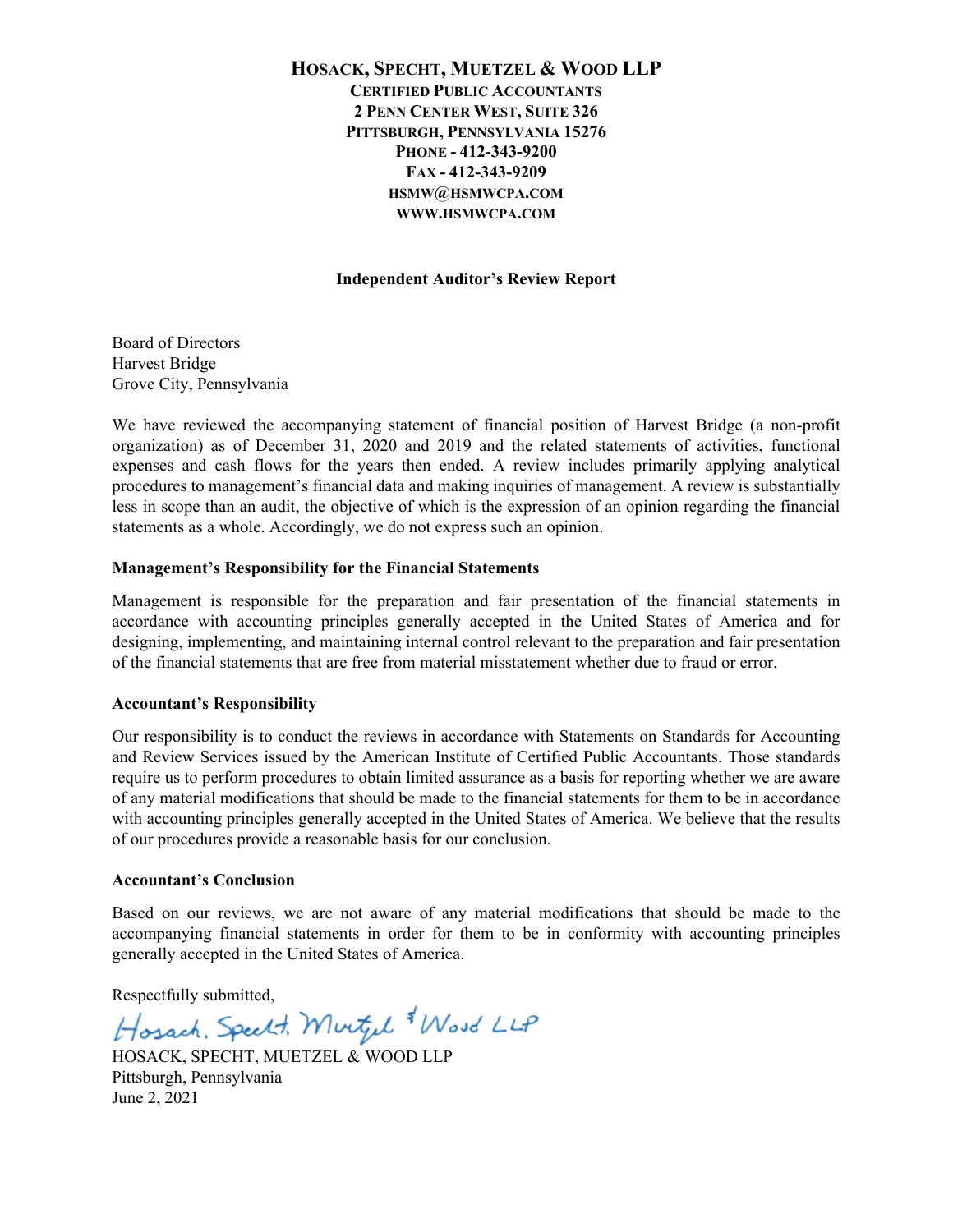# Hosack, Specht, Muetzel & Wood LLP

**Certified Public Accountants**
**2 Penn Center West, Suite 326**
**Pittsburgh, Pennsylvania 15276**
**Phone - 412-343-9200**
**Fax - 412-343-9209**
**HSMW@HSMWCPA.COM**
**WWW.HSMWCPA.COM**

## Independent Auditor's Review Report

Board of Directors
Harvest Bridge
Grove City, Pennsylvania

We have reviewed the accompanying statement of financial position of Harvest Bridge (a non-profit organization) as of December 31, 2020 and 2019 and the related statements of activities, functional expenses and cash flows for the years then ended. A review includes primarily applying analytical procedures to management's financial data and making inquiries of management. A review is substantially less in scope than an audit, the objective of which is the expression of an opinion regarding the financial statements as a whole. Accordingly, we do not express such an opinion.

### Management's Responsibility for the Financial Statements

Management is responsible for the preparation and fair presentation of the financial statements in accordance with accounting principles generally accepted in the United States of America and for designing, implementing, and maintaining internal control relevant to the preparation and fair presentation of the financial statements that are free from material misstatement whether due to fraud or error.

### Accountant's Responsibility

Our responsibility is to conduct the reviews in accordance with Statements on Standards for Accounting and Review Services issued by the American Institute of Certified Public Accountants. Those standards require us to perform procedures to obtain limited assurance as a basis for reporting whether we are aware of any material modifications that should be made to the financial statements for them to be in accordance with accounting principles generally accepted in the United States of America. We believe that the results of our procedures provide a reasonable basis for our conclusion.

### Accountant's Conclusion

Based on our reviews, we are not aware of any material modifications that should be made to the accompanying financial statements in order for them to be in conformity with accounting principles generally accepted in the United States of America.

Respectfully submitted,

*Hosack, Specht, Muetzel & Wood LLP*

HOSACK, SPECHT, MUETZEL & WOOD LLP
Pittsburgh, Pennsylvania
June 2, 2021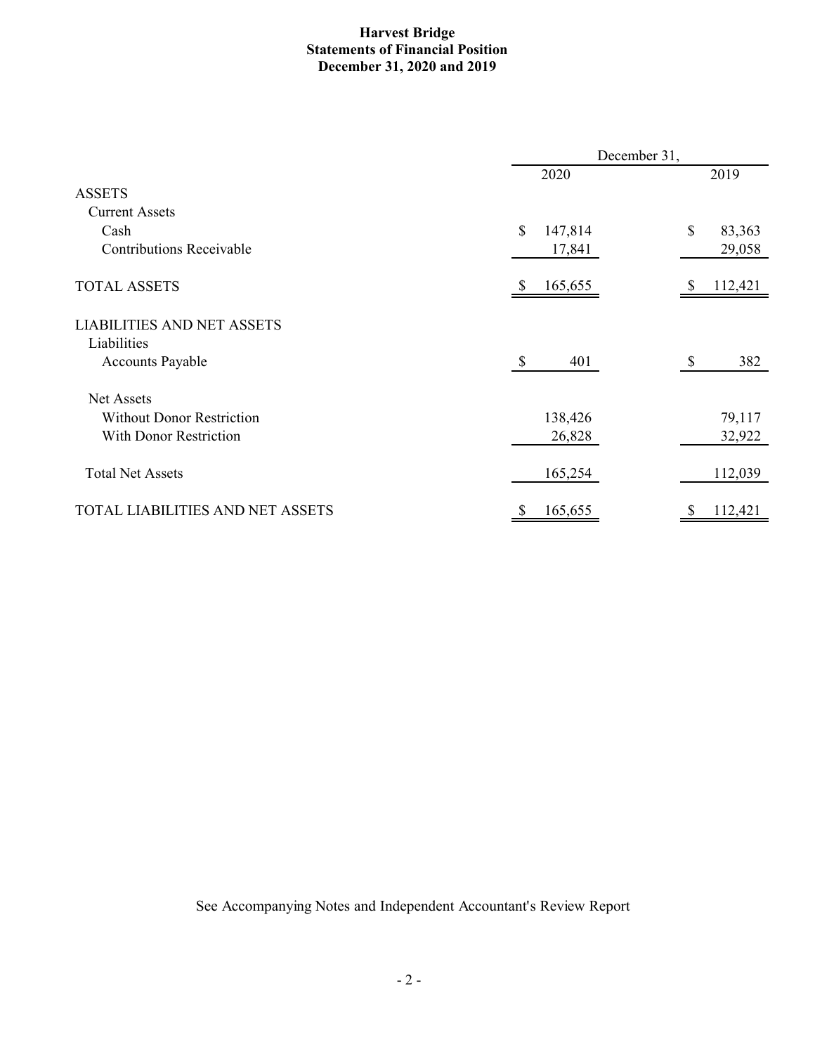# Harvest Bridge
## Statements of Financial Position
### December 31, 2020 and 2019

| | December 31, | |
|---|---|---|
| | 2020 | 2019 |
| **ASSETS** | | |
| Current Assets | | |
| Cash | $ 147,814 | $ 83,363 |
| Contributions Receivable | 17,841 | 29,058 |
| TOTAL ASSETS | $ 165,655 | $ 112,421 |
| **LIABILITIES AND NET ASSETS** | | |
| Liabilities | | |
| Accounts Payable | $ 401 | $ 382 |
| Net Assets | | |
| Without Donor Restriction | 138,426 | 79,117 |
| With Donor Restriction | 26,828 | 32,922 |
| Total Net Assets | 165,254 | 112,039 |
| TOTAL LIABILITIES AND NET ASSETS | $ 165,655 | $ 112,421 |

See Accompanying Notes and Independent Accountant's Review Report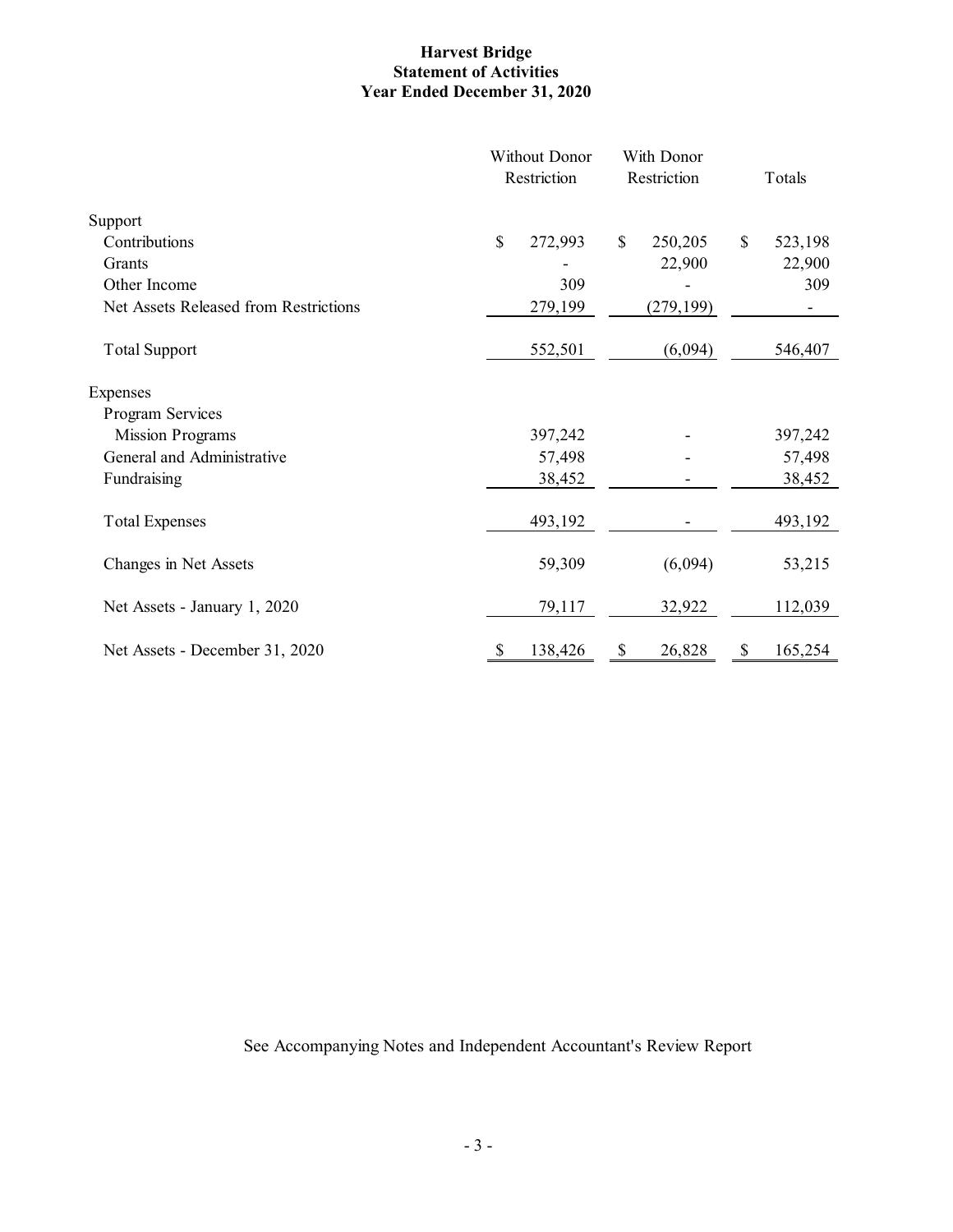**Harvest Bridge**
**Statement of Activities**
**Year Ended December 31, 2020**

| | Without Donor Restriction | With Donor Restriction | Totals |
|---|---|---|---|
| Support | | | |
| Contributions | $ 272,993 | $ 250,205 | $ 523,198 |
| Grants | - | 22,900 | 22,900 |
| Other Income | 309 | - | 309 |
| Net Assets Released from Restrictions | 279,199 | (279,199) | - |
| Total Support | 552,501 | (6,094) | 546,407 |
| Expenses | | | |
| Program Services | | | |
| Mission Programs | 397,242 | - | 397,242 |
| General and Administrative | 57,498 | - | 57,498 |
| Fundraising | 38,452 | - | 38,452 |
| Total Expenses | 493,192 | - | 493,192 |
| Changes in Net Assets | 59,309 | (6,094) | 53,215 |
| Net Assets - January 1, 2020 | 79,117 | 32,922 | 112,039 |
| Net Assets - December 31, 2020 | $ 138,426 | $ 26,828 | $ 165,254 |

See Accompanying Notes and Independent Accountant's Review Report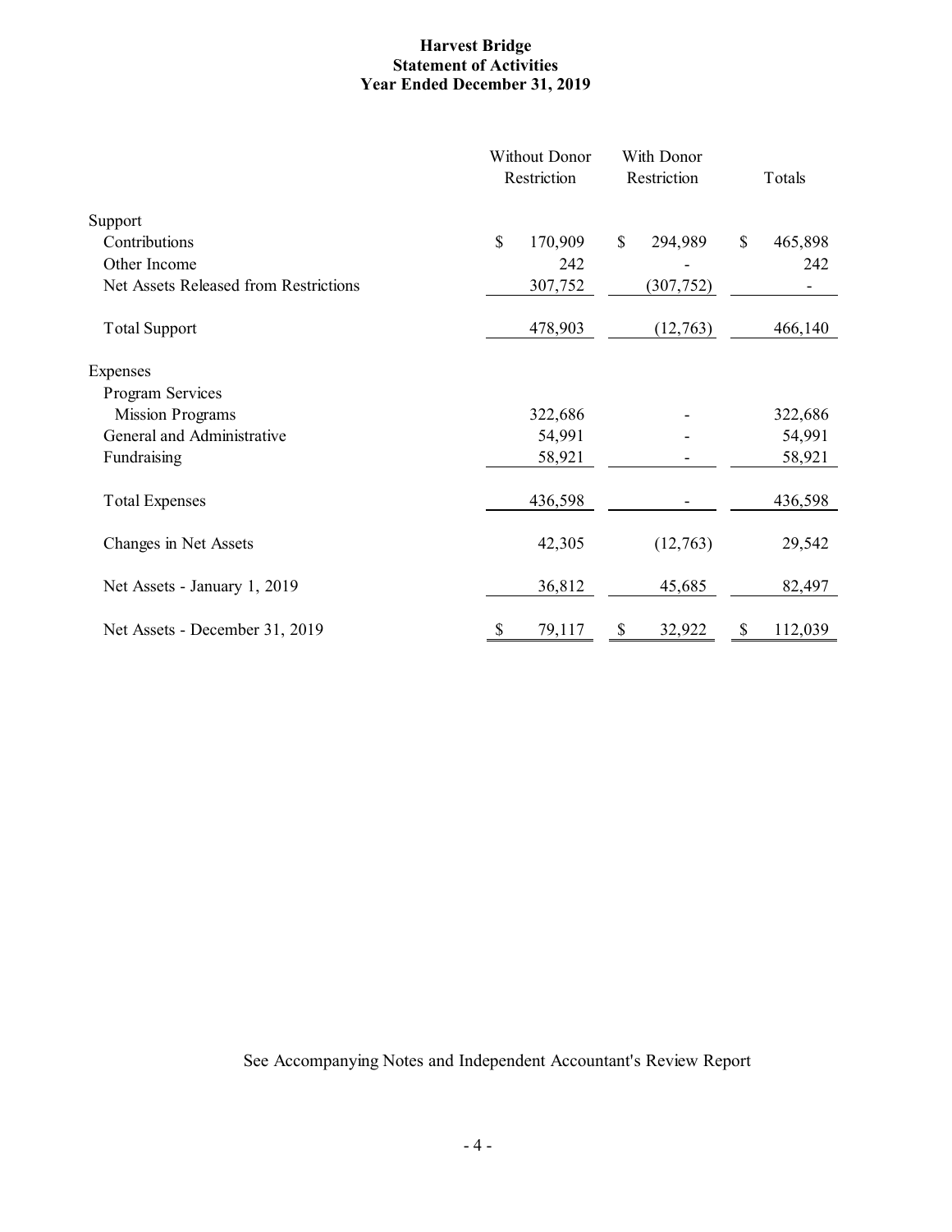# Harvest Bridge
## Statement of Activities
### Year Ended December 31, 2019

| | Without Donor Restriction | With Donor Restriction | Totals |
|---|---|---|---|
| Support | | | |
| Contributions | $ 170,909 | $ 294,989 | $ 465,898 |
| Other Income | 242 | - | 242 |
| Net Assets Released from Restrictions | 307,752 | (307,752) | - |
| Total Support | 478,903 | (12,763) | 466,140 |
| Expenses | | | |
| Program Services | | | |
| Mission Programs | 322,686 | - | 322,686 |
| General and Administrative | 54,991 | - | 54,991 |
| Fundraising | 58,921 | - | 58,921 |
| Total Expenses | 436,598 | - | 436,598 |
| Changes in Net Assets | 42,305 | (12,763) | 29,542 |
| Net Assets - January 1, 2019 | 36,812 | 45,685 | 82,497 |
| Net Assets - December 31, 2019 | $ 79,117 | $ 32,922 | $ 112,039 |

See Accompanying Notes and Independent Accountant's Review Report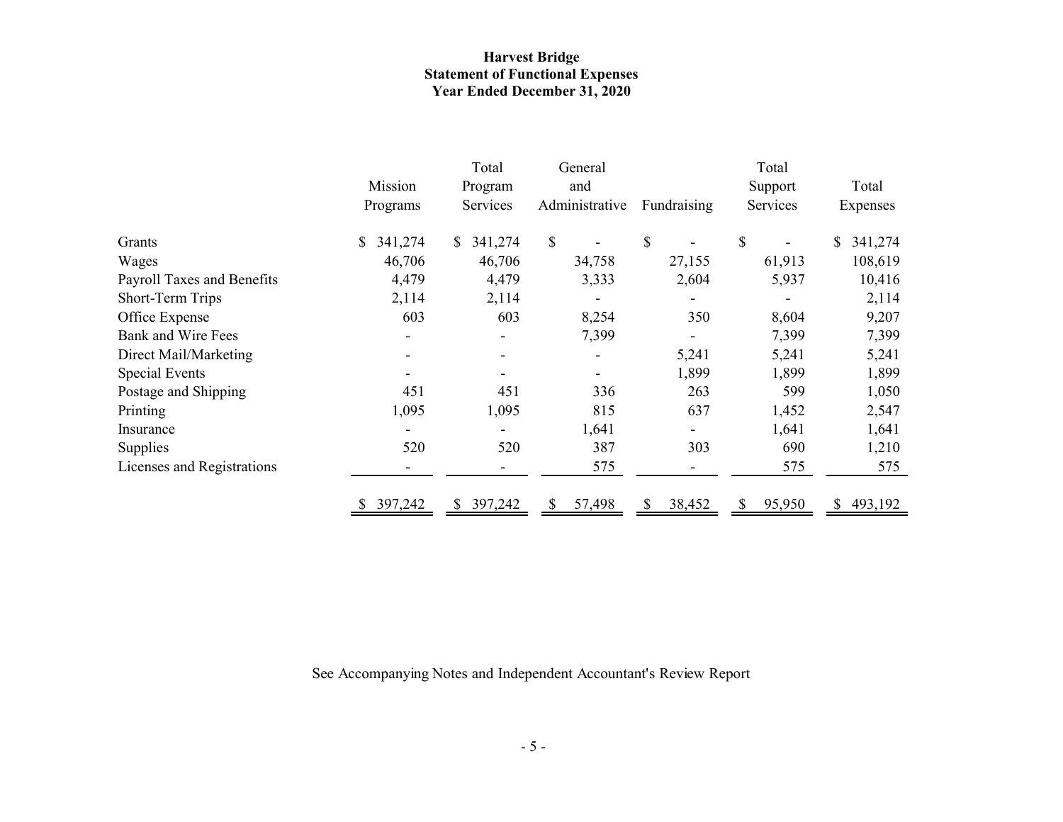**Harvest Bridge**
**Statement of Functional Expenses**
**Year Ended December 31, 2020**

| | Mission Programs | Total Program Services | General and Administrative | Fundraising | Total Support Services | Total Expenses |
|---|---|---|---|---|---|---|
| Grants | $ 341,274 | $ 341,274 | $ - | $ - | $ - | $ 341,274 |
| Wages | 46,706 | 46,706 | 34,758 | 27,155 | 61,913 | 108,619 |
| Payroll Taxes and Benefits | 4,479 | 4,479 | 3,333 | 2,604 | 5,937 | 10,416 |
| Short-Term Trips | 2,114 | 2,114 | - | - | - | 2,114 |
| Office Expense | 603 | 603 | 8,254 | 350 | 8,604 | 9,207 |
| Bank and Wire Fees | - | - | 7,399 | - | 7,399 | 7,399 |
| Direct Mail/Marketing | - | - | - | 5,241 | 5,241 | 5,241 |
| Special Events | - | - | - | 1,899 | 1,899 | 1,899 |
| Postage and Shipping | 451 | 451 | 336 | 263 | 599 | 1,050 |
| Printing | 1,095 | 1,095 | 815 | 637 | 1,452 | 2,547 |
| Insurance | - | - | 1,641 | - | 1,641 | 1,641 |
| Supplies | 520 | 520 | 387 | 303 | 690 | 1,210 |
| Licenses and Registrations | - | - | 575 | - | 575 | 575 |
| | $ 397,242 | $ 397,242 | $ 57,498 | $ 38,452 | $ 95,950 | $ 493,192 |

See Accompanying Notes and Independent Accountant's Review Report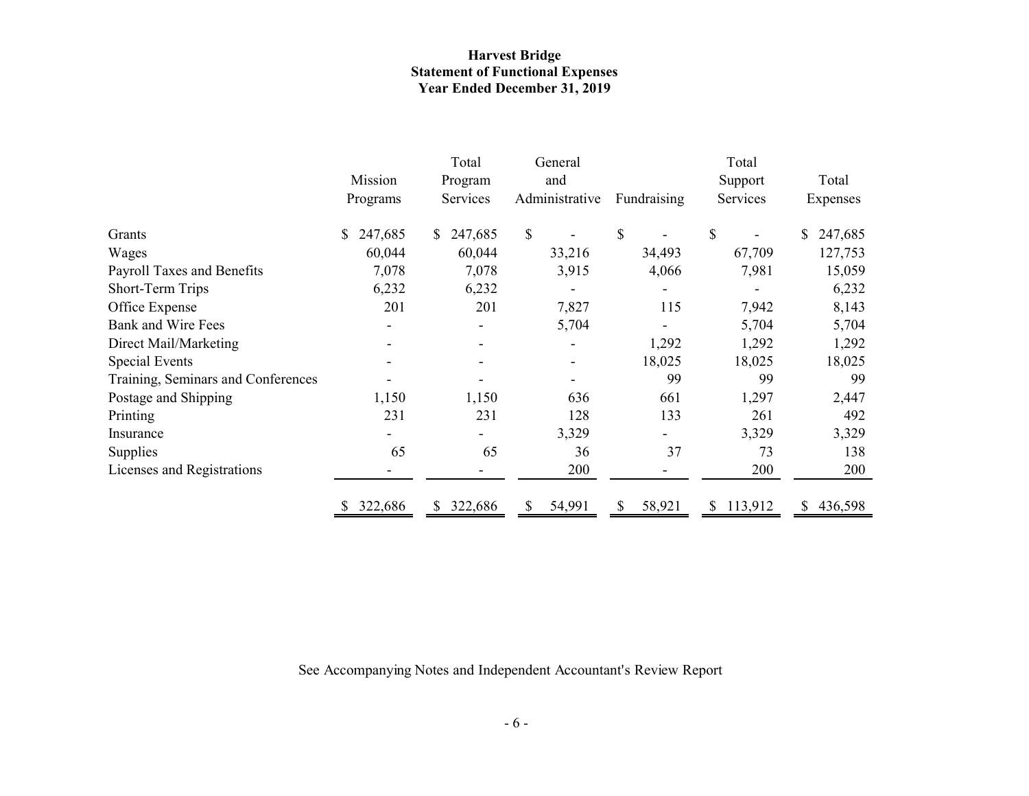**Harvest Bridge**
**Statement of Functional Expenses**
**Year Ended December 31, 2019**

| | Mission Programs | Total Program Services | General and Administrative | Fundraising | Total Support Services | Total Expenses |
|---|---|---|---|---|---|---|
| Grants | $ 247,685 | $ 247,685 | $ - | $ - | $ - | $ 247,685 |
| Wages | 60,044 | 60,044 | 33,216 | 34,493 | 67,709 | 127,753 |
| Payroll Taxes and Benefits | 7,078 | 7,078 | 3,915 | 4,066 | 7,981 | 15,059 |
| Short-Term Trips | 6,232 | 6,232 | - | - | - | 6,232 |
| Office Expense | 201 | 201 | 7,827 | 115 | 7,942 | 8,143 |
| Bank and Wire Fees | - | - | 5,704 | - | 5,704 | 5,704 |
| Direct Mail/Marketing | - | - | - | 1,292 | 1,292 | 1,292 |
| Special Events | - | - | - | 18,025 | 18,025 | 18,025 |
| Training, Seminars and Conferences | - | - | - | 99 | 99 | 99 |
| Postage and Shipping | 1,150 | 1,150 | 636 | 661 | 1,297 | 2,447 |
| Printing | 231 | 231 | 128 | 133 | 261 | 492 |
| Insurance | - | - | 3,329 | - | 3,329 | 3,329 |
| Supplies | 65 | 65 | 36 | 37 | 73 | 138 |
| Licenses and Registrations | - | - | 200 | - | 200 | 200 |
| | $ 322,686 | $ 322,686 | $ 54,991 | $ 58,921 | $ 113,912 | $ 436,598 |

See Accompanying Notes and Independent Accountant's Review Report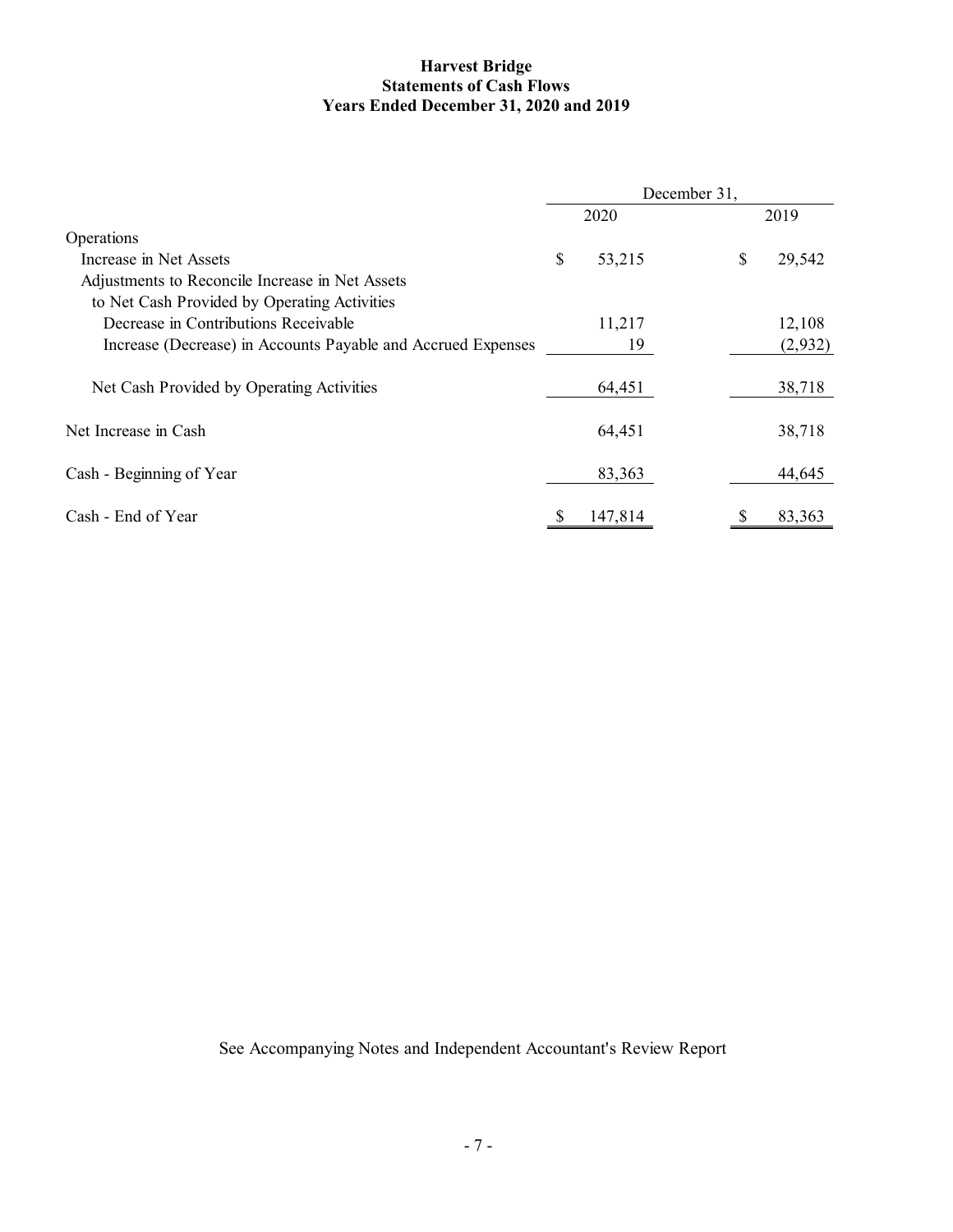**Harvest Bridge**
**Statements of Cash Flows**
**Years Ended December 31, 2020 and 2019**

| | December 31, | |
|---|---|---|
| | 2020 | 2019 |
| Operations | | |
| Increase in Net Assets | $ 53,215 | $ 29,542 |
| Adjustments to Reconcile Increase in Net Assets to Net Cash Provided by Operating Activities | | |
| Decrease in Contributions Receivable | 11,217 | 12,108 |
| Increase (Decrease) in Accounts Payable and Accrued Expenses | 19 | (2,932) |
| Net Cash Provided by Operating Activities | 64,451 | 38,718 |
| Net Increase in Cash | 64,451 | 38,718 |
| Cash - Beginning of Year | 83,363 | 44,645 |
| Cash - End of Year | $ 147,814 | $ 83,363 |

See Accompanying Notes and Independent Accountant's Review Report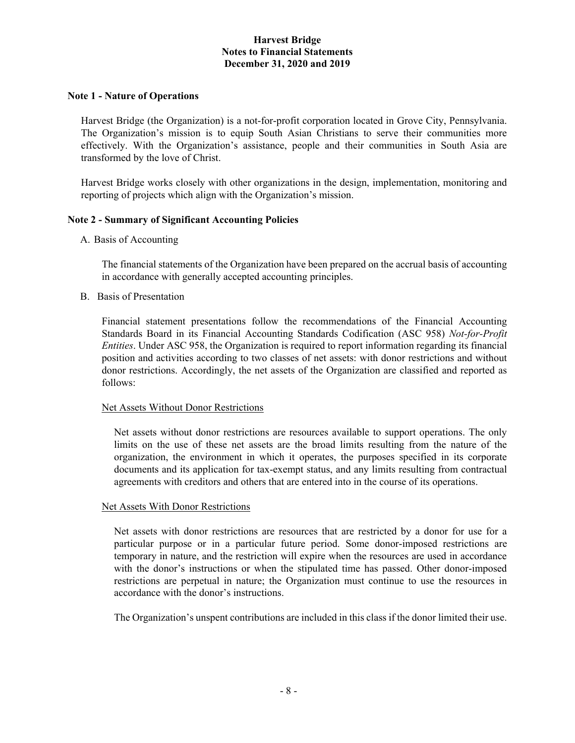# Harvest Bridge
## Notes to Financial Statements
## December 31, 2020 and 2019

### Note 1 - Nature of Operations

Harvest Bridge (the Organization) is a not-for-profit corporation located in Grove City, Pennsylvania. The Organization's mission is to equip South Asian Christians to serve their communities more effectively. With the Organization's assistance, people and their communities in South Asia are transformed by the love of Christ.

Harvest Bridge works closely with other organizations in the design, implementation, monitoring and reporting of projects which align with the Organization's mission.

### Note 2 - Summary of Significant Accounting Policies

A. Basis of Accounting

The financial statements of the Organization have been prepared on the accrual basis of accounting in accordance with generally accepted accounting principles.

B. Basis of Presentation

Financial statement presentations follow the recommendations of the Financial Accounting Standards Board in its Financial Accounting Standards Codification (ASC 958) *Not-for-Profit Entities*. Under ASC 958, the Organization is required to report information regarding its financial position and activities according to two classes of net assets: with donor restrictions and without donor restrictions. Accordingly, the net assets of the Organization are classified and reported as follows:

<u>Net Assets Without Donor Restrictions</u>

Net assets without donor restrictions are resources available to support operations. The only limits on the use of these net assets are the broad limits resulting from the nature of the organization, the environment in which it operates, the purposes specified in its corporate documents and its application for tax-exempt status, and any limits resulting from contractual agreements with creditors and others that are entered into in the course of its operations.

<u>Net Assets With Donor Restrictions</u>

Net assets with donor restrictions are resources that are restricted by a donor for use for a particular purpose or in a particular future period. Some donor-imposed restrictions are temporary in nature, and the restriction will expire when the resources are used in accordance with the donor's instructions or when the stipulated time has passed. Other donor-imposed restrictions are perpetual in nature; the Organization must continue to use the resources in accordance with the donor's instructions.

The Organization's unspent contributions are included in this class if the donor limited their use.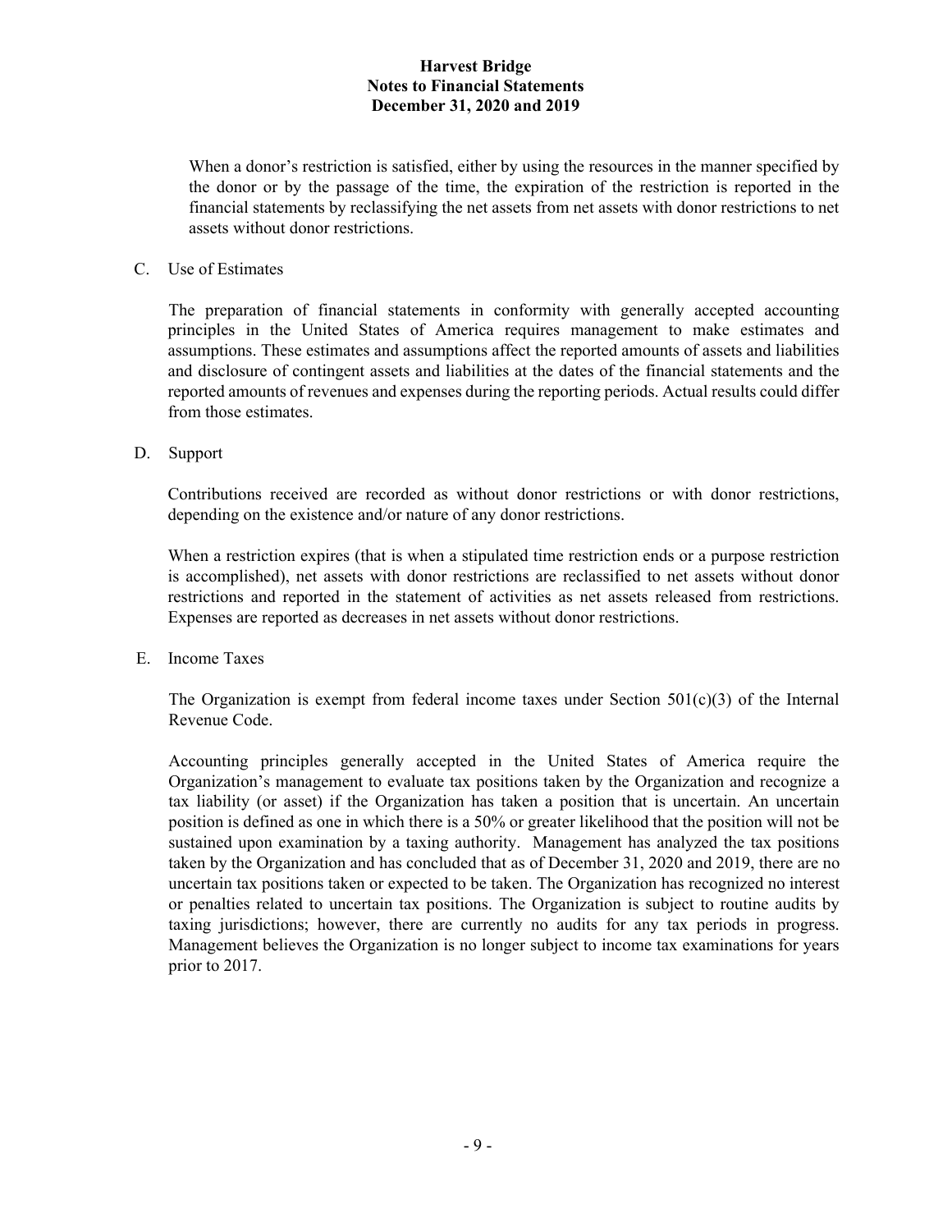When a donor's restriction is satisfied, either by using the resources in the manner specified by the donor or by the passage of the time, the expiration of the restriction is reported in the financial statements by reclassifying the net assets from net assets with donor restrictions to net assets without donor restrictions.

C. Use of Estimates

The preparation of financial statements in conformity with generally accepted accounting principles in the United States of America requires management to make estimates and assumptions. These estimates and assumptions affect the reported amounts of assets and liabilities and disclosure of contingent assets and liabilities at the dates of the financial statements and the reported amounts of revenues and expenses during the reporting periods. Actual results could differ from those estimates.

D. Support

Contributions received are recorded as without donor restrictions or with donor restrictions, depending on the existence and/or nature of any donor restrictions.

When a restriction expires (that is when a stipulated time restriction ends or a purpose restriction is accomplished), net assets with donor restrictions are reclassified to net assets without donor restrictions and reported in the statement of activities as net assets released from restrictions. Expenses are reported as decreases in net assets without donor restrictions.

E. Income Taxes

The Organization is exempt from federal income taxes under Section 501(c)(3) of the Internal Revenue Code.

Accounting principles generally accepted in the United States of America require the Organization's management to evaluate tax positions taken by the Organization and recognize a tax liability (or asset) if the Organization has taken a position that is uncertain. An uncertain position is defined as one in which there is a 50% or greater likelihood that the position will not be sustained upon examination by a taxing authority. Management has analyzed the tax positions taken by the Organization and has concluded that as of December 31, 2020 and 2019, there are no uncertain tax positions taken or expected to be taken. The Organization has recognized no interest or penalties related to uncertain tax positions. The Organization is subject to routine audits by taxing jurisdictions; however, there are currently no audits for any tax periods in progress. Management believes the Organization is no longer subject to income tax examinations for years prior to 2017.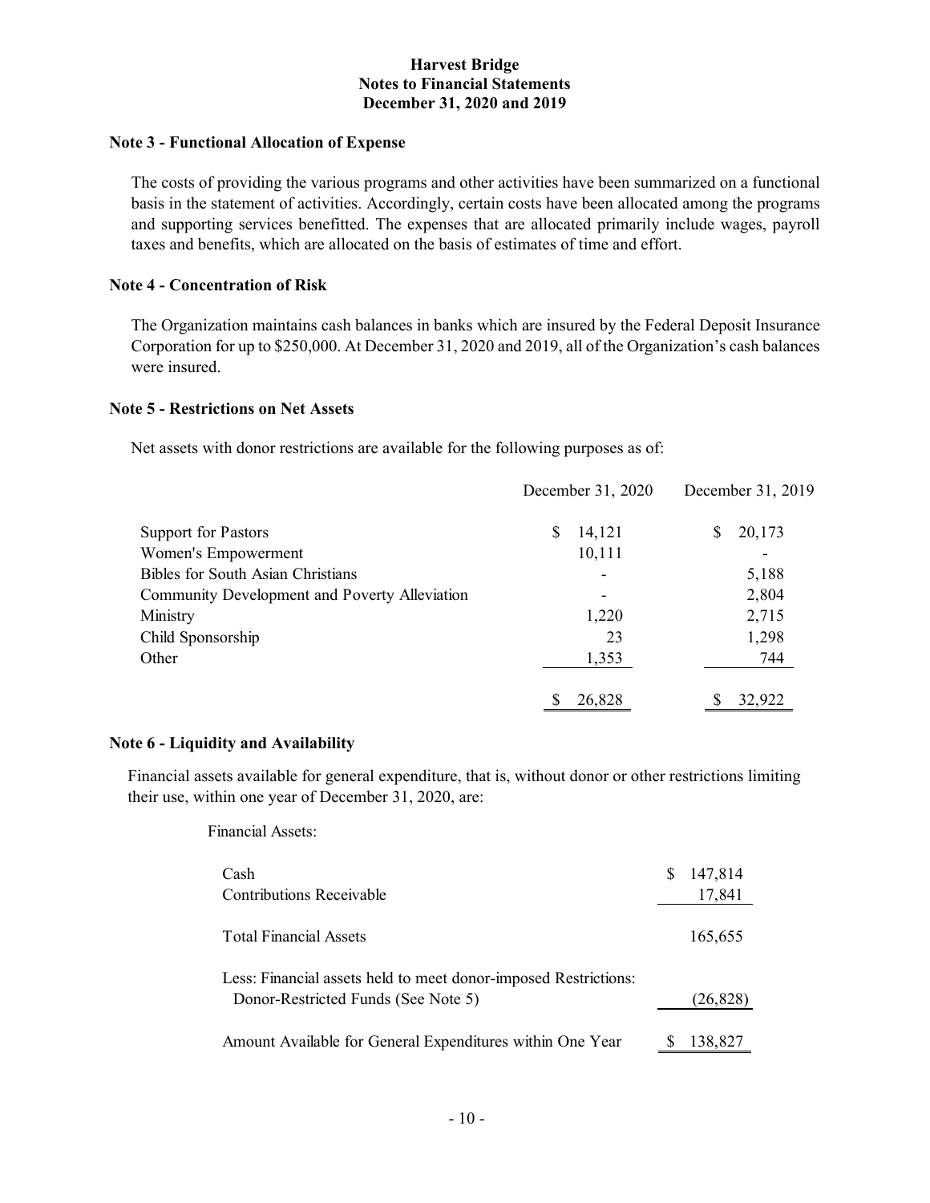# Harvest Bridge
## Notes to Financial Statements
## December 31, 2020 and 2019

### Note 3 - Functional Allocation of Expense

The costs of providing the various programs and other activities have been summarized on a functional basis in the statement of activities. Accordingly, certain costs have been allocated among the programs and supporting services benefitted. The expenses that are allocated primarily include wages, payroll taxes and benefits, which are allocated on the basis of estimates of time and effort.

### Note 4 - Concentration of Risk

The Organization maintains cash balances in banks which are insured by the Federal Deposit Insurance Corporation for up to $250,000. At December 31, 2020 and 2019, all of the Organization's cash balances were insured.

### Note 5 - Restrictions on Net Assets

Net assets with donor restrictions are available for the following purposes as of:

| | December 31, 2020 | December 31, 2019 |
|---|---|---|
| Support for Pastors | $ 14,121 | $ 20,173 |
| Women's Empowerment | 10,111 | - |
| Bibles for South Asian Christians | - | 5,188 |
| Community Development and Poverty Alleviation | - | 2,804 |
| Ministry | 1,220 | 2,715 |
| Child Sponsorship | 23 | 1,298 |
| Other | 1,353 | 744 |
| | $ 26,828 | $ 32,922 |

### Note 6 - Liquidity and Availability

Financial assets available for general expenditure, that is, without donor or other restrictions limiting their use, within one year of December 31, 2020, are:

| Financial Assets: | |
|---|---|
| Cash | $ 147,814 |
| Contributions Receivable | 17,841 |
| Total Financial Assets | 165,655 |
| Less: Financial assets held to meet donor-imposed Restrictions: Donor-Restricted Funds (See Note 5) | (26,828) |
| Amount Available for General Expenditures within One Year | $ 138,827 |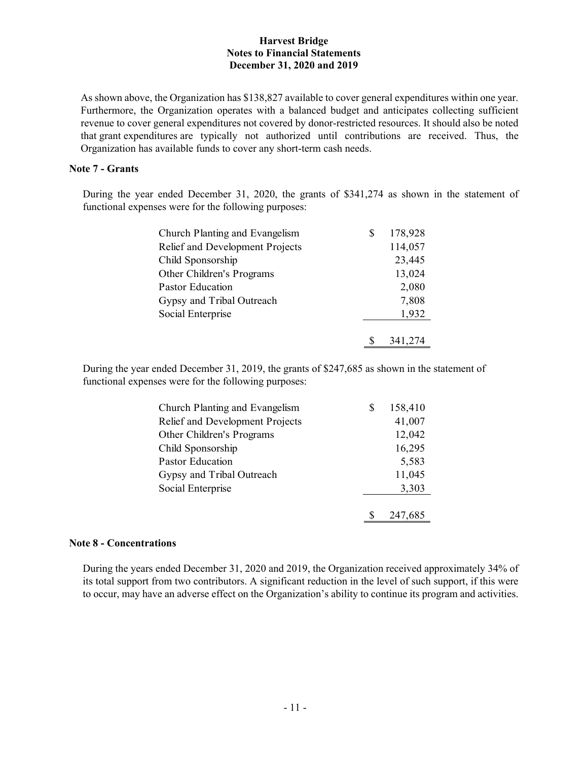As shown above, the Organization has $138,827 available to cover general expenditures within one year. Furthermore, the Organization operates with a balanced budget and anticipates collecting sufficient revenue to cover general expenditures not covered by donor-restricted resources. It should also be noted that grant expenditures are typically not authorized until contributions are received. Thus, the Organization has available funds to cover any short-term cash needs.

**Note 7 - Grants**

During the year ended December 31, 2020, the grants of $341,274 as shown in the statement of functional expenses were for the following purposes:

| | |
|---|---|
| Church Planting and Evangelism | $ 178,928 |
| Relief and Development Projects | 114,057 |
| Child Sponsorship | 23,445 |
| Other Children's Programs | 13,024 |
| Pastor Education | 2,080 |
| Gypsy and Tribal Outreach | 7,808 |
| Social Enterprise | 1,932 |
| | $ 341,274 |

During the year ended December 31, 2019, the grants of $247,685 as shown in the statement of functional expenses were for the following purposes:

| | |
|---|---|
| Church Planting and Evangelism | $ 158,410 |
| Relief and Development Projects | 41,007 |
| Other Children's Programs | 12,042 |
| Child Sponsorship | 16,295 |
| Pastor Education | 5,583 |
| Gypsy and Tribal Outreach | 11,045 |
| Social Enterprise | 3,303 |
| | $ 247,685 |

**Note 8 - Concentrations**

During the years ended December 31, 2020 and 2019, the Organization received approximately 34% of its total support from two contributors. A significant reduction in the level of such support, if this were to occur, may have an adverse effect on the Organization's ability to continue its program and activities.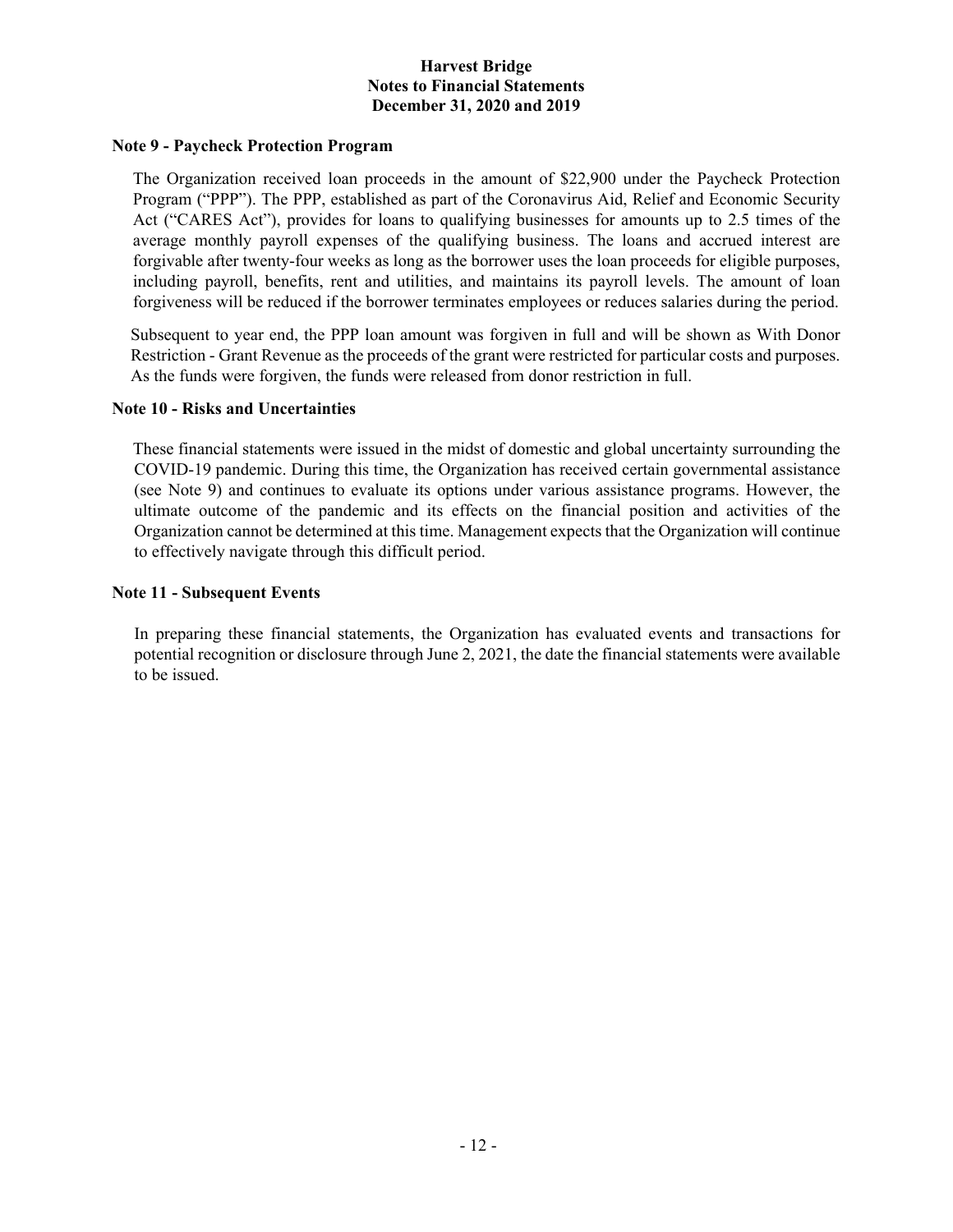### Note 9 - Paycheck Protection Program

The Organization received loan proceeds in the amount of $22,900 under the Paycheck Protection Program ("PPP"). The PPP, established as part of the Coronavirus Aid, Relief and Economic Security Act ("CARES Act"), provides for loans to qualifying businesses for amounts up to 2.5 times of the average monthly payroll expenses of the qualifying business. The loans and accrued interest are forgivable after twenty-four weeks as long as the borrower uses the loan proceeds for eligible purposes, including payroll, benefits, rent and utilities, and maintains its payroll levels. The amount of loan forgiveness will be reduced if the borrower terminates employees or reduces salaries during the period.

Subsequent to year end, the PPP loan amount was forgiven in full and will be shown as With Donor Restriction - Grant Revenue as the proceeds of the grant were restricted for particular costs and purposes. As the funds were forgiven, the funds were released from donor restriction in full.

### Note 10 - Risks and Uncertainties

These financial statements were issued in the midst of domestic and global uncertainty surrounding the COVID-19 pandemic. During this time, the Organization has received certain governmental assistance (see Note 9) and continues to evaluate its options under various assistance programs. However, the ultimate outcome of the pandemic and its effects on the financial position and activities of the Organization cannot be determined at this time. Management expects that the Organization will continue to effectively navigate through this difficult period.

### Note 11 - Subsequent Events

In preparing these financial statements, the Organization has evaluated events and transactions for potential recognition or disclosure through June 2, 2021, the date the financial statements were available to be issued.